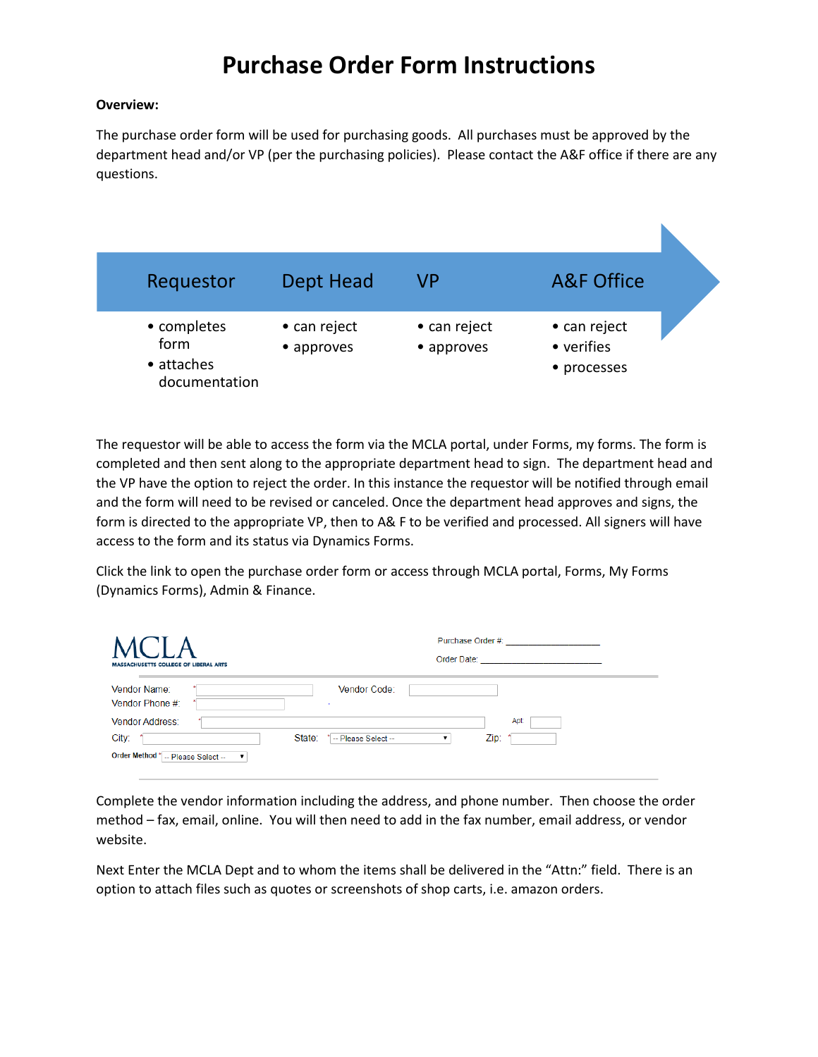# Purchase Order Form Instructions

**Overview:**

The purchase order form will be used for purchasing goods. All purchases must be approved by the department head and/or VP (per the purchasing policies). Please contact the A&F office if there are any questions.

| Requestor | Dept Head | VP | A&F Office |
| --- | --- | --- | --- |
| • completes form<br>• attaches documentation | • can reject<br>• approves | • can reject<br>• approves | • can reject<br>• verifies<br>• processes |

The requestor will be able to access the form via the MCLA portal, under Forms, my forms. The form is completed and then sent along to the appropriate department head to sign. The department head and the VP have the option to reject the order. In this instance the requestor will be notified through email and the form will need to be revised or canceled. Once the department head approves and signs, the form is directed to the appropriate VP, then to A& F to be verified and processed. All signers will have access to the form and its status via Dynamics Forms.

Click the link to open the purchase order form or access through MCLA portal, Forms, My Forms (Dynamics Forms), Admin & Finance.

MCLA
MASSACHUSETTS COLLEGE OF LIBERAL ARTS

Purchase Order #: ________________
Order Date: ______________________

Vendor Name: * ______ Vendor Code: ______
Vendor Phone #: * ______
Vendor Address: * ______ Apt ______
City: * ______ State: * -- Please Select -- Zip: * ______
Order Method * -- Please Select --

Complete the vendor information including the address, and phone number. Then choose the order method – fax, email, online. You will then need to add in the fax number, email address, or vendor website.

Next Enter the MCLA Dept and to whom the items shall be delivered in the "Attn:" field. There is an option to attach files such as quotes or screenshots of shop carts, i.e. amazon orders.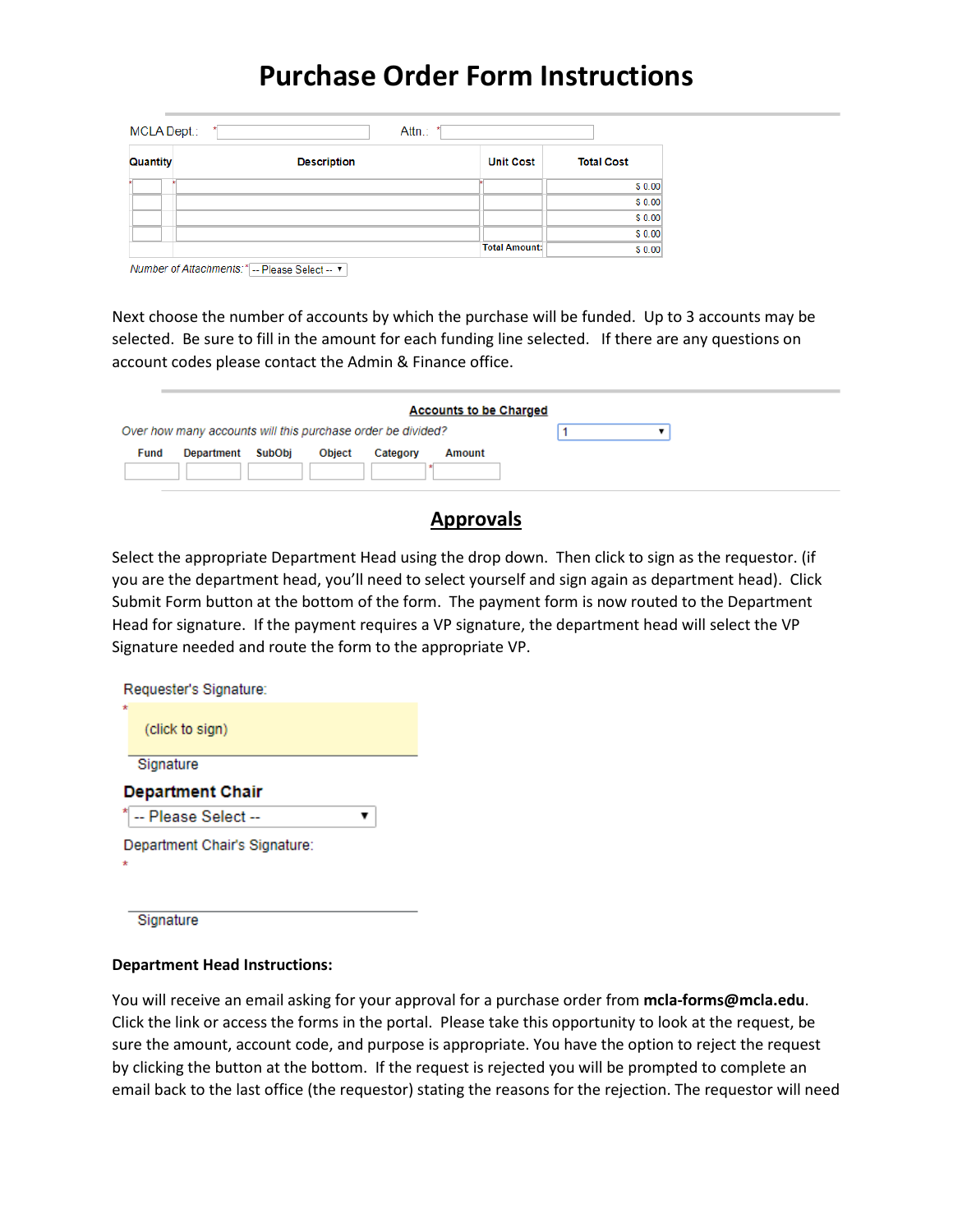# Purchase Order Form Instructions

MCLA Dept.: * Attn.: *

| Quantity | Description | Unit Cost | Total Cost |
|---|---|---|---|
| | | | $ 0.00 |
| | | | $ 0.00 |
| | | | $ 0.00 |
| | | | $ 0.00 |
| | | Total Amount: | $ 0.00 |

*Number of Attachments:* * -- Please Select --

Next choose the number of accounts by which the purchase will be funded. Up to 3 accounts may be selected. Be sure to fill in the amount for each funding line selected. If there are any questions on account codes please contact the Admin & Finance office.

**Accounts to be Charged**

*Over how many accounts will this purchase order be divided?* 1

| Fund | Department | SubObj | Object | Category | Amount |
|---|---|---|---|---|---|
| | | | | | |

## Approvals

Select the appropriate Department Head using the drop down. Then click to sign as the requestor. (if you are the department head, you'll need to select yourself and sign again as department head). Click Submit Form button at the bottom of the form. The payment form is now routed to the Department Head for signature. If the payment requires a VP signature, the department head will select the VP Signature needed and route the form to the appropriate VP.

Requester's Signature:

\* (click to sign)

Signature

**Department Chair**

\* -- Please Select --

Department Chair's Signature:

\*

Signature

**Department Head Instructions:**

You will receive an email asking for your approval for a purchase order from **mcla-forms@mcla.edu**. Click the link or access the forms in the portal. Please take this opportunity to look at the request, be sure the amount, account code, and purpose is appropriate. You have the option to reject the request by clicking the button at the bottom. If the request is rejected you will be prompted to complete an email back to the last office (the requestor) stating the reasons for the rejection. The requestor will need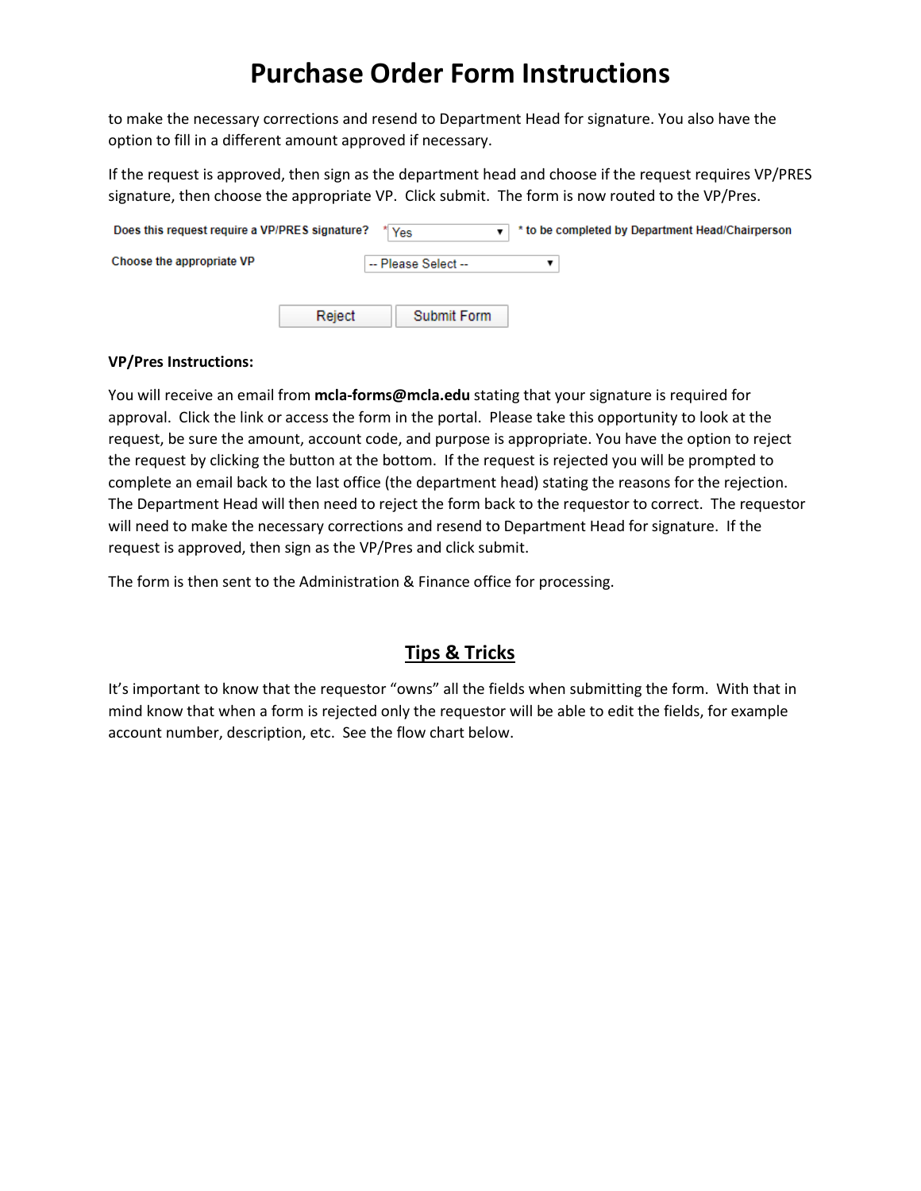to make the necessary corrections and resend to Department Head for signature. You also have the option to fill in a different amount approved if necessary.

If the request is approved, then sign as the department head and choose if the request requires VP/PRES signature, then choose the appropriate VP. Click submit. The form is now routed to the VP/Pres.

Does this request require a VP/PRES signature? * Yes ▾ * to be completed by Department Head/Chairperson

Choose the appropriate VP -- Please Select -- ▾

Reject | Submit Form

**VP/Pres Instructions:**

You will receive an email from **mcla-forms@mcla.edu** stating that your signature is required for approval. Click the link or access the form in the portal. Please take this opportunity to look at the request, be sure the amount, account code, and purpose is appropriate. You have the option to reject the request by clicking the button at the bottom. If the request is rejected you will be prompted to complete an email back to the last office (the department head) stating the reasons for the rejection. The Department Head will then need to reject the form back to the requestor to correct. The requestor will need to make the necessary corrections and resend to Department Head for signature. If the request is approved, then sign as the VP/Pres and click submit.

The form is then sent to the Administration & Finance office for processing.

## Tips & Tricks

It's important to know that the requestor "owns" all the fields when submitting the form. With that in mind know that when a form is rejected only the requestor will be able to edit the fields, for example account number, description, etc. See the flow chart below.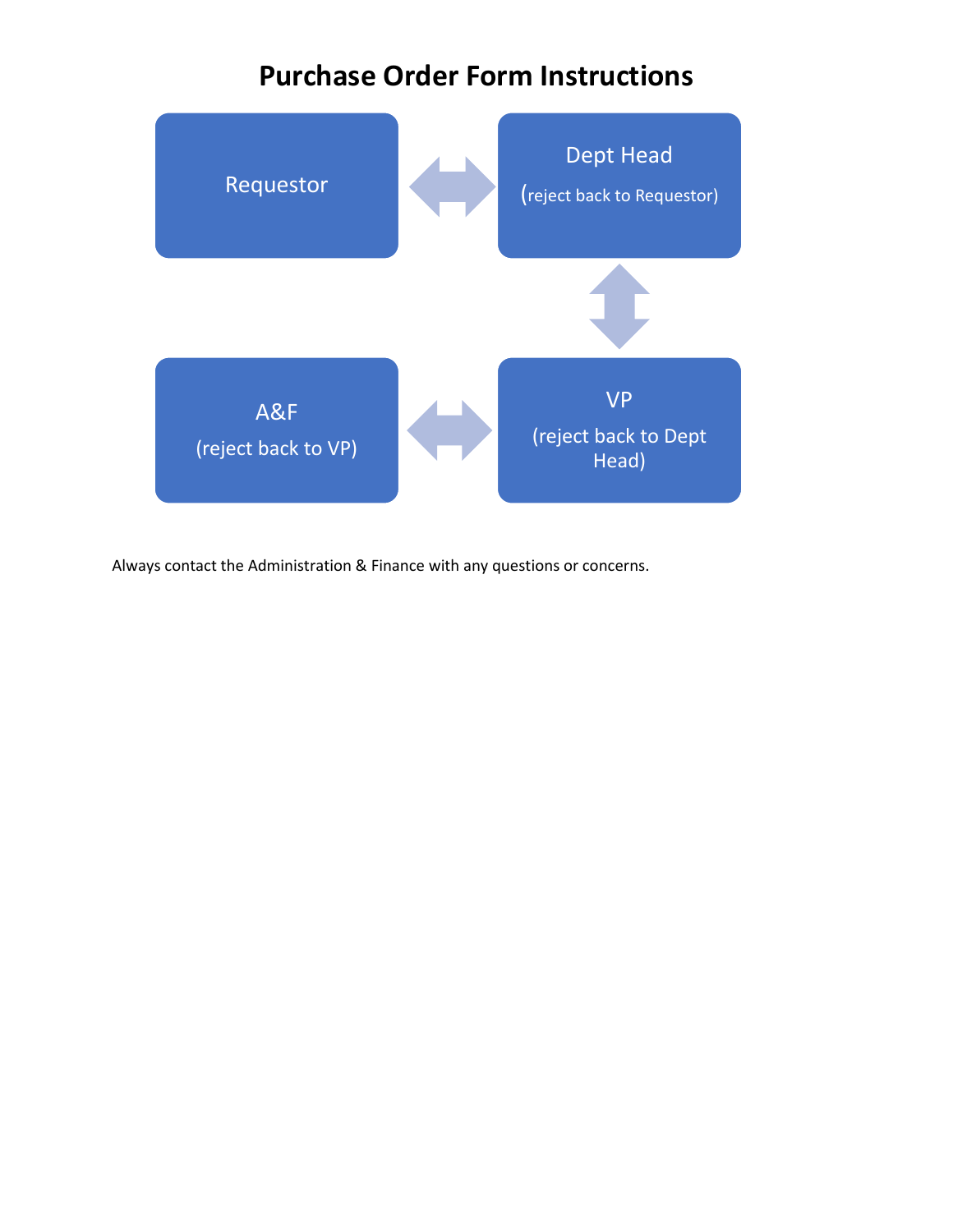# Purchase Order Form Instructions

Requestor

Dept Head

(reject back to Requestor)

VP

(reject back to Dept Head)

A&F

(reject back to VP)

Always contact the Administration & Finance with any questions or concerns.